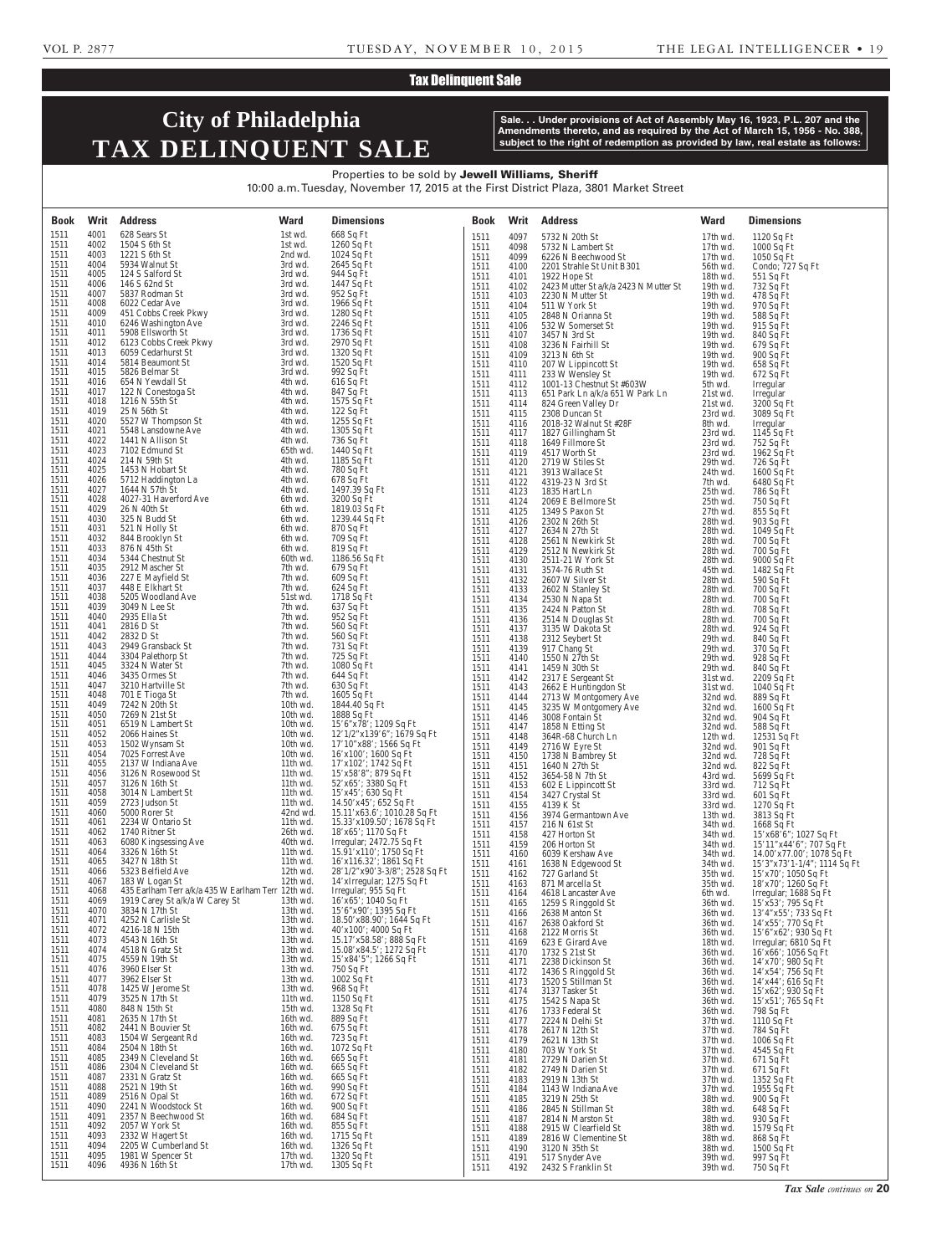## Tax Delinquent Sale

# City of Philadelphia TAX DELINQUENT SALE

**Sale. . . Under provisions of Act of Assembly May 16, 1923, P.L. 207 and the Amendments thereto, and as required by the Act of March 15, 1956 - No. 388, subject to the right of redemption as provided by law, real estate as follows:**

Properties to be sold by **Jewell Williams, Sheriff**
10:00 a.m. Tuesday, November 17, 2015 at the First District Plaza, 3801 Market Street

| Book | Writ | Address | Ward | Dimensions |
|---|---|---|---|---|
| 1511 | 4001 | 628 Sears St | 1st wd. | 668 Sq Ft |
| 1511 | 4002 | 1504 S 6th St | 1st wd. | 1260 Sq Ft |
| 1511 | 4003 | 1221 S 6th St | 2nd wd. | 1024 Sq Ft |
| 1511 | 4004 | 5934 Walnut St | 3rd wd. | 2645 Sq Ft |
| 1511 | 4005 | 124 S Salford St | 3rd wd. | 944 Sq Ft |
| 1511 | 4006 | 146 S 62nd St | 3rd wd. | 1447 Sq Ft |
| 1511 | 4007 | 5837 Rodman St | 3rd wd. | 952 Sq Ft |
| 1511 | 4008 | 6022 Cedar Ave | 3rd wd. | 1966 Sq Ft |
| 1511 | 4009 | 451 Cobbs Creek Pkwy | 3rd wd. | 1280 Sq Ft |
| 1511 | 4010 | 6246 Washington Ave | 3rd wd. | 2246 Sq Ft |
| 1511 | 4011 | 5908 Ellsworth St | 3rd wd. | 1736 Sq Ft |
| 1511 | 4012 | 6123 Cobbs Creek Pkwy | 3rd wd. | 2970 Sq Ft |
| 1511 | 4013 | 6059 Cedarhurst St | 3rd wd. | 1320 Sq Ft |
| 1511 | 4014 | 5814 Beaumont St | 3rd wd. | 1520 Sq Ft |
| 1511 | 4015 | 5826 Belmar St | 3rd wd. | 992 Sq Ft |
| 1511 | 4016 | 654 N Yewdall St | 4th wd. | 616 Sq Ft |
| 1511 | 4017 | 122 N Conestoga St | 4th wd. | 847 Sq Ft |
| 1511 | 4018 | 1216 N 55th St | 4th wd. | 1575 Sq Ft |
| 1511 | 4019 | 25 N 56th St | 4th wd. | 122 Sq Ft |
| 1511 | 4020 | 5527 W Thompson St | 4th wd. | 1255 Sq Ft |
| 1511 | 4021 | 5548 Lansdowne Ave | 4th wd. | 1305 Sq Ft |
| 1511 | 4022 | 1441 N Allison St | 4th wd. | 736 Sq Ft |
| 1511 | 4023 | 7102 Edmund St | 65th wd. | 1440 Sq Ft |
| 1511 | 4024 | 214 N 59th St | 4th wd. | 1185 Sq Ft |
| 1511 | 4025 | 1453 N Hobart St | 4th wd. | 780 Sq Ft |
| 1511 | 4026 | 5712 Haddington La | 4th wd. | 678 Sq Ft |
| 1511 | 4027 | 1644 N 57th St | 4th wd. | 1497.39 Sq Ft |
| 1511 | 4028 | 4027-31 Haverford Ave | 6th wd. | 3200 Sq Ft |
| 1511 | 4029 | 26 N 40th St | 6th wd. | 1819.03 Sq Ft |
| 1511 | 4030 | 325 N Budd St | 6th wd. | 1239.44 Sq Ft |
| 1511 | 4031 | 521 N Holly St | 6th wd. | 870 Sq Ft |
| 1511 | 4032 | 844 Brooklyn St | 6th wd. | 709 Sq Ft |
| 1511 | 4033 | 876 N 45th St | 6th wd. | 819 Sq Ft |
| 1511 | 4034 | 5344 Chestnut St | 60th wd. | 1186.56 Sq Ft |
| 1511 | 4035 | 2912 Mascher St | 7th wd. | 679 Sq Ft |
| 1511 | 4036 | 227 E Mayfield St | 7th wd. | 609 Sq Ft |
| 1511 | 4037 | 448 E Elkhart St | 7th wd. | 624 Sq Ft |
| 1511 | 4038 | 5205 Woodland Ave | 51st wd. | 1718 Sq Ft |
| 1511 | 4039 | 3049 N Lee St | 7th wd. | 637 Sq Ft |
| 1511 | 4040 | 2935 Ella St | 7th wd. | 952 Sq Ft |
| 1511 | 4041 | 2816 D St | 7th wd. | 560 Sq Ft |
| 1511 | 4042 | 2832 D St | 7th wd. | 560 Sq Ft |
| 1511 | 4043 | 2949 Gransback St | 7th wd. | 731 Sq Ft |
| 1511 | 4044 | 3304 Palethorp St | 7th wd. | 725 Sq Ft |
| 1511 | 4045 | 3324 N Water St | 7th wd. | 1080 Sq Ft |
| 1511 | 4046 | 3435 Ormes St | 7th wd. | 644 Sq Ft |
| 1511 | 4047 | 3210 Hartville St | 7th wd. | 630 Sq Ft |
| 1511 | 4048 | 701 E Tioga St | 7th wd. | 1605 Sq Ft |
| 1511 | 4049 | 7242 N 20th St | 10th wd. | 1844.40 Sq Ft |
| 1511 | 4050 | 7269 N 21st St | 10th wd. | 1888 Sq Ft |
| 1511 | 4051 | 6519 N Lambert St | 10th wd. | 15'6"x78'; 1209 Sq Ft |
| 1511 | 4052 | 2066 Haines St | 10th wd. | 12'1/2"x139'6"; 1679 Sq Ft |
| 1511 | 4053 | 1502 Wynsam St | 10th wd. | 17'10"x88'; 1566 Sq Ft |
| 1511 | 4054 | 7025 Forrest Ave | 10th wd. | 16'x100'; 1600 Sq Ft |
| 1511 | 4055 | 2137 W Indiana Ave | 11th wd. | 17'x102'; 1742 Sq Ft |
| 1511 | 4056 | 3126 N Rosewood St | 11th wd. | 15'x58'8"; 879 Sq Ft |
| 1511 | 4057 | 3126 N 16th St | 11th wd. | 52'x65'; 3380 Sq Ft |
| 1511 | 4058 | 3014 N Lambert St | 11th wd. | 15'x45'; 630 Sq Ft |
| 1511 | 4059 | 2723 Judson St | 11th wd. | 14.50'x45'; 652 Sq Ft |
| 1511 | 4060 | 5000 Rorer St | 42nd wd. | 15.11'x63.6'; 1010.28 Sq Ft |
| 1511 | 4061 | 2234 W Ontario St | 11th wd. | 15.33'x109.50'; 1678 Sq Ft |
| 1511 | 4062 | 1740 Ritner St | 26th wd. | 18'x65'; 1170 Sq Ft |
| 1511 | 4063 | 6080 Kingsessing Ave | 40th wd. | Irregular; 2472.75 Sq Ft |
| 1511 | 4064 | 3326 N 16th St | 11th wd. | 15.91'x110'; 1750 Sq Ft |
| 1511 | 4065 | 3427 N 18th St | 11th wd. | 16'x116.32'; 1861 Sq Ft |
| 1511 | 4066 | 5323 Belfield Ave | 12th wd. | 28'1/2"x90'3-3/8"; 2528 Sq Ft |
| 1511 | 4067 | 183 W Logan St | 12th wd. | 14'xIrregular; 1275 Sq Ft |
| 1511 | 4068 | 435 Earlham Terr a/k/a 435 W Earlham Terr | 12th wd. | Irregular; 955 Sq Ft |
| 1511 | 4069 | 1919 Carey St a/k/a W Carey St | 13th wd. | 16'x65'; 1040 Sq Ft |
| 1511 | 4070 | 3834 N 17th St | 13th wd. | 15'6"x90'; 1395 Sq Ft |
| 1511 | 4071 | 4252 N Carlisle St | 13th wd. | 18.50'x88.90'; 1644 Sq Ft |
| 1511 | 4072 | 4216-18 N 15th | 13th wd. | 40'x100'; 4000 Sq Ft |
| 1511 | 4073 | 4543 N 16th St | 13th wd. | 15.17'x58.58'; 888 Sq Ft |
| 1511 | 4074 | 4518 N Gratz St | 13th wd. | 15.08'x84.5'; 1272 Sq Ft |
| 1511 | 4075 | 4559 N 19th St | 13th wd. | 15'x84'5"; 1266 Sq Ft |
| 1511 | 4076 | 3960 Elser St | 13th wd. | 750 Sq Ft |
| 1511 | 4077 | 3962 Elser St | 13th wd. | 1002 Sq Ft |
| 1511 | 4078 | 1425 W Jerome St | 13th wd. | 968 Sq Ft |
| 1511 | 4079 | 3525 N 17th St | 11th wd. | 1150 Sq Ft |
| 1511 | 4080 | 848 N 15th St | 15th wd. | 1328 Sq Ft |
| 1511 | 4081 | 2635 N 17th St | 16th wd. | 889 Sq Ft |
| 1511 | 4082 | 2441 N Bouvier St | 16th wd. | 675 Sq Ft |
| 1511 | 4083 | 1504 W Sergeant Rd | 16th wd. | 723 Sq Ft |
| 1511 | 4084 | 2504 N 18th St | 16th wd. | 1072 Sq Ft |
| 1511 | 4085 | 2349 N Cleveland St | 16th wd. | 665 Sq Ft |
| 1511 | 4086 | 2304 N Cleveland St | 16th wd. | 665 Sq Ft |
| 1511 | 4087 | 2331 N Gratz St | 16th wd. | 665 Sq Ft |
| 1511 | 4088 | 2521 N 19th St | 16th wd. | 990 Sq Ft |
| 1511 | 4089 | 2516 N Opal St | 16th wd. | 672 Sq Ft |
| 1511 | 4090 | 2241 N Woodstock St | 16th wd. | 900 Sq Ft |
| 1511 | 4091 | 2357 N Beechwood St | 16th wd. | 684 Sq Ft |
| 1511 | 4092 | 2057 W York St | 16th wd. | 855 Sq Ft |
| 1511 | 4093 | 2332 W Hagert St | 16th wd. | 1715 Sq Ft |
| 1511 | 4094 | 2205 W Cumberland St | 16th wd. | 1326 Sq Ft |
| 1511 | 4095 | 1981 W Spencer St | 17th wd. | 1320 Sq Ft |
| 1511 | 4096 | 4936 N 16th St | 17th wd. | 1305 Sq Ft |
| 1511 | 4097 | 5732 N 20th St | 17th wd. | 1120 Sq Ft |
| 1511 | 4098 | 5732 N Lambert St | 17th wd. | 1000 Sq Ft |
| 1511 | 4099 | 6226 N Beechwood St | 17th wd. | 1050 Sq Ft |
| 1511 | 4100 | 2201 Strahle St Unit B301 | 56th wd. | Condo; 727 Sq Ft |
| 1511 | 4101 | 1922 Hope St | 18th wd. | 551 Sq Ft |
| 1511 | 4102 | 2423 Mutter St a/k/a 2423 N Mutter St | 19th wd. | 732 Sq Ft |
| 1511 | 4103 | 2230 N Mutter St | 19th wd. | 478 Sq Ft |
| 1511 | 4104 | 511 W York St | 19th wd. | 970 Sq Ft |
| 1511 | 4105 | 2848 N Orianna St | 19th wd. | 588 Sq Ft |
| 1511 | 4106 | 532 W Somerset St | 19th wd. | 915 Sq Ft |
| 1511 | 4107 | 3457 N 3rd St | 19th wd. | 840 Sq Ft |
| 1511 | 4108 | 3236 N Fairhill St | 19th wd. | 679 Sq Ft |
| 1511 | 4109 | 3213 N 6th St | 19th wd. | 900 Sq Ft |
| 1511 | 4110 | 207 W Lippincott St | 19th wd. | 658 Sq Ft |
| 1511 | 4111 | 233 W Wensley St | 19th wd. | 672 Sq Ft |
| 1511 | 4112 | 1001-13 Chestnut St #603W | 5th wd. | Irregular |
| 1511 | 4113 | 651 Park Ln a/k/a 651 W Park Ln | 21st wd. | Irregular |
| 1511 | 4114 | 824 Green Valley Dr | 21st wd. | 3200 Sq Ft |
| 1511 | 4115 | 2308 Duncan St | 23rd wd. | 3089 Sq Ft |
| 1511 | 4116 | 2018-32 Walnut St #28F | 8th wd. | Irregular |
| 1511 | 4117 | 1827 Gillingham St | 23rd wd. | 1145 Sq Ft |
| 1511 | 4118 | 1649 Fillmore St | 23rd wd. | 752 Sq Ft |
| 1511 | 4119 | 4517 Worth St | 23rd wd. | 1962 Sq Ft |
| 1511 | 4120 | 2719 W Stiles St | 29th wd. | 726 Sq Ft |
| 1511 | 4121 | 3913 Wallace St | 24th wd. | 1600 Sq Ft |
| 1511 | 4122 | 4319-23 N 3rd St | 7th wd. | 6480 Sq Ft |
| 1511 | 4123 | 1835 Hart Ln | 25th wd. | 786 Sq Ft |
| 1511 | 4124 | 2069 E Bellmore St | 25th wd. | 750 Sq Ft |
| 1511 | 4125 | 1349 S Paxon St | 27th wd. | 855 Sq Ft |
| 1511 | 4126 | 2302 N 26th St | 28th wd. | 903 Sq Ft |
| 1511 | 4127 | 2634 N 27th St | 28th wd. | 1049 Sq Ft |
| 1511 | 4128 | 2561 N Newkirk St | 28th wd. | 700 Sq Ft |
| 1511 | 4129 | 2512 N Newkirk St | 28th wd. | 700 Sq Ft |
| 1511 | 4130 | 2511-21 W York St | 28th wd. | 9000 Sq Ft |
| 1511 | 4131 | 3574-76 Ruth St | 45th wd. | 1482 Sq Ft |
| 1511 | 4132 | 2607 W Silver St | 28th wd. | 590 Sq Ft |
| 1511 | 4133 | 2602 N Stanley St | 28th wd. | 700 Sq Ft |
| 1511 | 4134 | 2530 N Napa St | 28th wd. | 700 Sq Ft |
| 1511 | 4135 | 2424 N Patton St | 28th wd. | 708 Sq Ft |
| 1511 | 4136 | 2514 N Douglas St | 28th wd. | 700 Sq Ft |
| 1511 | 4137 | 3135 W Dakota St | 28th wd. | 924 Sq Ft |
| 1511 | 4138 | 2312 Seybert St | 29th wd. | 840 Sq Ft |
| 1511 | 4139 | 917 Chang St | 29th wd. | 370 Sq Ft |
| 1511 | 4140 | 1550 N 27th St | 29th wd. | 928 Sq Ft |
| 1511 | 4141 | 1459 N 30th St | 29th wd. | 840 Sq Ft |
| 1511 | 4142 | 2317 E Sergeant St | 31st wd. | 2209 Sq Ft |
| 1511 | 4143 | 2662 E Huntingdon St | 31st wd. | 1040 Sq Ft |
| 1511 | 4144 | 2713 W Montgomery Ave | 32nd wd. | 889 Sq Ft |
| 1511 | 4145 | 3235 W Montgomery Ave | 32nd wd. | 1600 Sq Ft |
| 1511 | 4146 | 3008 Fontain St | 32nd wd. | 904 Sq Ft |
| 1511 | 4147 | 1858 N Etting St | 32nd wd. | 588 Sq Ft |
| 1511 | 4148 | 364R-68 Church Ln | 12th wd. | 12531 Sq Ft |
| 1511 | 4149 | 2716 W Eyre St | 32nd wd. | 901 Sq Ft |
| 1511 | 4150 | 1738 N Bambrey St | 32nd wd. | 728 Sq Ft |
| 1511 | 4151 | 1640 N 27th St | 32nd wd. | 822 Sq Ft |
| 1511 | 4152 | 3654-58 N 7th St | 43rd wd. | 5699 Sq Ft |
| 1511 | 4153 | 602 E Lippincott St | 33rd wd. | 712 Sq Ft |
| 1511 | 4154 | 3427 Crystal St | 33rd wd. | 601 Sq Ft |
| 1511 | 4155 | 4139 K St | 33rd wd. | 1270 Sq Ft |
| 1511 | 4156 | 3974 Germantown Ave | 13th wd. | 3813 Sq Ft |
| 1511 | 4157 | 216 N 61st St | 34th wd. | 1668 Sq Ft |
| 1511 | 4158 | 427 Horton St | 34th wd. | 15'x68'6"; 1027 Sq Ft |
| 1511 | 4159 | 206 Horton St | 34th wd. | 15'11"x44'6"; 707 Sq Ft |
| 1511 | 4160 | 6039 Kershaw Ave | 34th wd. | 14.00'x77.00'; 1078 Sq Ft |
| 1511 | 4161 | 1638 N Edgewood St | 34th wd. | 15'3"x73'1-1/4"; 1114 Sq Ft |
| 1511 | 4162 | 727 Garland St | 35th wd. | 15'x70'; 1050 Sq Ft |
| 1511 | 4163 | 871 Marcella St | 35th wd. | 18'x70'; 1260 Sq Ft |
| 1511 | 4164 | 4618 Lancaster Ave | 6th wd. | Irregular; 1688 Sq Ft |
| 1511 | 4165 | 1259 S Ringgold St | 36th wd. | 15'x53'; 795 Sq Ft |
| 1511 | 4166 | 2638 Manton St | 36th wd. | 13'4"x55'; 733 Sq Ft |
| 1511 | 4167 | 2638 Oakford St | 36th wd. | 14'x55'; 770 Sq Ft |
| 1511 | 4168 | 2122 Morris St | 36th wd. | 15'6"x62'; 930 Sq Ft |
| 1511 | 4169 | 623 E Girard Ave | 18th wd. | Irregular; 6810 Sq Ft |
| 1511 | 4170 | 1732 S 21st St | 36th wd. | 16'x66'; 1056 Sq Ft |
| 1511 | 4171 | 2238 Dickinson St | 36th wd. | 14'x70'; 980 Sq Ft |
| 1511 | 4172 | 1436 S Ringgold St | 36th wd. | 14'x54'; 756 Sq Ft |
| 1511 | 4173 | 1520 S Stillman St | 36th wd. | 14'x44'; 616 Sq Ft |
| 1511 | 4174 | 3137 Tasker St | 36th wd. | 15'x62'; 930 Sq Ft |
| 1511 | 4175 | 1542 S Napa St | 36th wd. | 15'x51'; 765 Sq Ft |
| 1511 | 4176 | 1733 Federal St | 36th wd. | 798 Sq Ft |
| 1511 | 4177 | 2224 N Delhi St | 37th wd. | 1110 Sq Ft |
| 1511 | 4178 | 2617 N 12th St | 37th wd. | 784 Sq Ft |
| 1511 | 4179 | 2621 N 13th St | 37th wd. | 1006 Sq Ft |
| 1511 | 4180 | 703 W York St | 37th wd. | 4545 Sq Ft |
| 1511 | 4181 | 2729 N Darien St | 37th wd. | 671 Sq Ft |
| 1511 | 4182 | 2749 N Darien St | 37th wd. | 671 Sq Ft |
| 1511 | 4183 | 2919 N 13th St | 37th wd. | 1352 Sq Ft |
| 1511 | 4184 | 1143 W Indiana Ave | 37th wd. | 1955 Sq Ft |
| 1511 | 4185 | 3219 N 25th St | 38th wd. | 900 Sq Ft |
| 1511 | 4186 | 2845 N Stillman St | 38th wd. | 648 Sq Ft |
| 1511 | 4187 | 2814 N Marston St | 38th wd. | 930 Sq Ft |
| 1511 | 4188 | 2915 W Clearfield St | 38th wd. | 1579 Sq Ft |
| 1511 | 4189 | 2816 W Clementine St | 38th wd. | 868 Sq Ft |
| 1511 | 4190 | 3120 N 35th St | 38th wd. | 1500 Sq Ft |
| 1511 | 4191 | 517 Snyder Ave | 39th wd. | 997 Sq Ft |
| 1511 | 4192 | 2432 S Franklin St | 39th wd. | 750 Sq Ft |

*Tax Sale continues on* **20**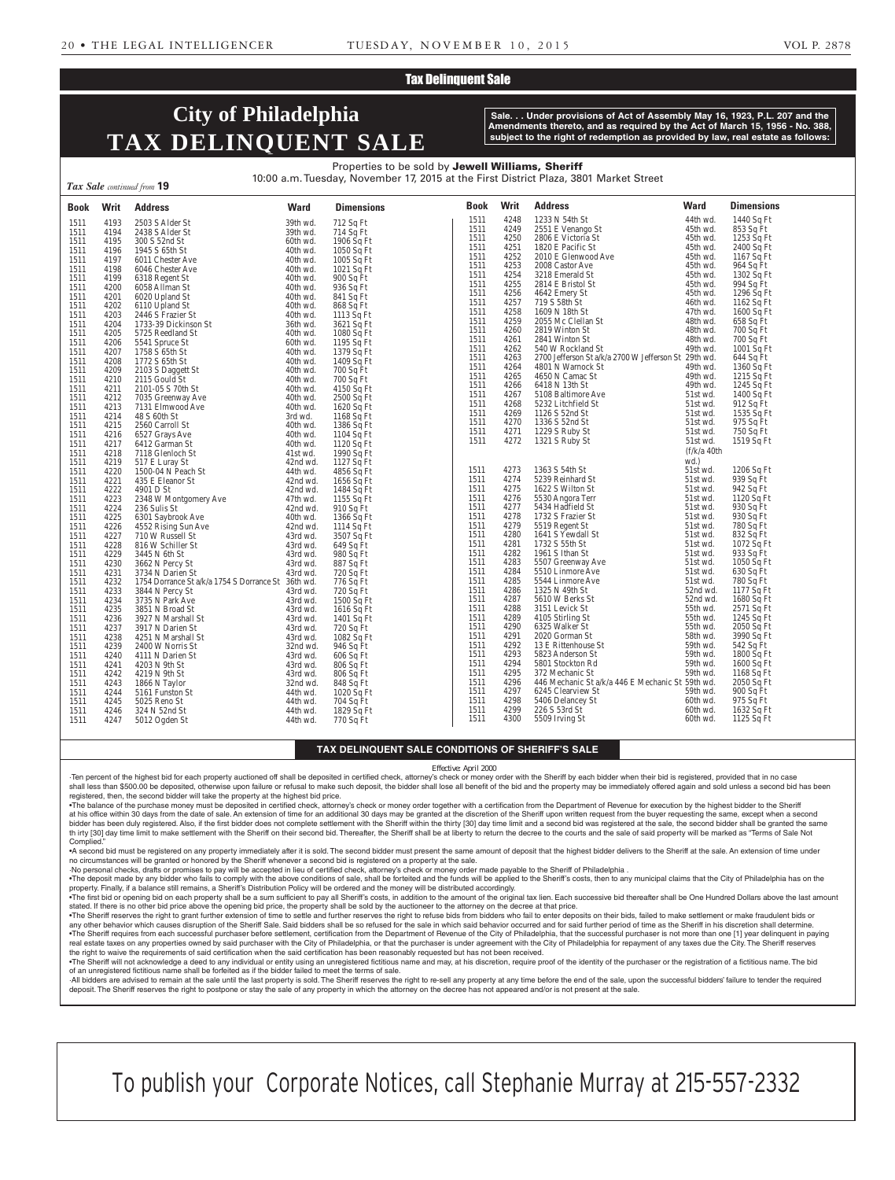## Tax Delinquent Sale

# City of Philadelphia TAX DELINQUENT SALE

**Sale. . . Under provisions of Act of Assembly May 16, 1923, P.L. 207 and the Amendments thereto, and as required by the Act of March 15, 1956 - No. 388, subject to the right of redemption as provided by law, real estate as follows:**

Properties to be sold by **Jewell Williams, Sheriff**
10:00 a.m. Tuesday, November 17, 2015 at the First District Plaza, 3801 Market Street

*Tax Sale continued from* **19**

| Book | Writ | Address | Ward | Dimensions |
|---|---|---|---|---|
| 1511 | 4193 | 2503 S Alder St | 39th wd. | 712 Sq Ft |
| 1511 | 4194 | 2438 S Alder St | 39th wd. | 714 Sq Ft |
| 1511 | 4195 | 300 S 52nd St | 60th wd. | 1906 Sq Ft |
| 1511 | 4196 | 1945 S 65th St | 40th wd. | 1050 Sq Ft |
| 1511 | 4197 | 6011 Chester Ave | 40th wd. | 1005 Sq Ft |
| 1511 | 4198 | 6046 Chester Ave | 40th wd. | 1021 Sq Ft |
| 1511 | 4199 | 6318 Regent St | 40th wd. | 900 Sq Ft |
| 1511 | 4200 | 6058 Allman St | 40th wd. | 936 Sq Ft |
| 1511 | 4201 | 6020 Upland St | 40th wd. | 841 Sq Ft |
| 1511 | 4202 | 6110 Upland St | 40th wd. | 868 Sq Ft |
| 1511 | 4203 | 2446 S Frazier St | 40th wd. | 1113 Sq Ft |
| 1511 | 4204 | 1733-39 Dickinson St | 36th wd. | 3621 Sq Ft |
| 1511 | 4205 | 5725 Reedland St | 40th wd. | 1080 Sq Ft |
| 1511 | 4206 | 5541 Spruce St | 60th wd. | 1195 Sq Ft |
| 1511 | 4207 | 1758 S 65th St | 40th wd. | 1379 Sq Ft |
| 1511 | 4208 | 1772 S 65th St | 40th wd. | 1409 Sq Ft |
| 1511 | 4209 | 2103 S Daggett St | 40th wd. | 700 Sq Ft |
| 1511 | 4210 | 2115 Gould St | 40th wd. | 700 Sq Ft |
| 1511 | 4211 | 2101-05 S 70th St | 40th wd. | 4150 Sq Ft |
| 1511 | 4212 | 7035 Greenway Ave | 40th wd. | 2500 Sq Ft |
| 1511 | 4213 | 7131 Elmwood Ave | 40th wd. | 1620 Sq Ft |
| 1511 | 4214 | 48 S 60th St | 3rd wd. | 1168 Sq Ft |
| 1511 | 4215 | 2560 Carroll St | 40th wd. | 1386 Sq Ft |
| 1511 | 4216 | 6527 Grays Ave | 40th wd. | 1104 Sq Ft |
| 1511 | 4217 | 6412 Garman St | 40th wd. | 1120 Sq Ft |
| 1511 | 4218 | 7118 Glenloch St | 41st wd. | 1990 Sq Ft |
| 1511 | 4219 | 517 E Luray St | 42nd wd. | 1127 Sq Ft |
| 1511 | 4220 | 1500-04 N Peach St | 44th wd. | 4856 Sq Ft |
| 1511 | 4221 | 435 E Eleanor St | 42nd wd. | 1656 Sq Ft |
| 1511 | 4222 | 4901 D St | 42nd wd. | 1484 Sq Ft |
| 1511 | 4223 | 2348 W Montgomery Ave | 47th wd. | 1155 Sq Ft |
| 1511 | 4224 | 236 Sulis St | 42nd wd. | 910 Sq Ft |
| 1511 | 4225 | 6301 Saybrook Ave | 40th wd. | 1366 Sq Ft |
| 1511 | 4226 | 4552 Rising Sun Ave | 42nd wd. | 1114 Sq Ft |
| 1511 | 4227 | 710 W Russell St | 43rd wd. | 3507 Sq Ft |
| 1511 | 4228 | 816 W Schiller St | 43rd wd. | 649 Sq Ft |
| 1511 | 4229 | 3445 N 6th St | 43rd wd. | 980 Sq Ft |
| 1511 | 4230 | 3662 N Percy St | 43rd wd. | 887 Sq Ft |
| 1511 | 4231 | 3734 N Darien St | 43rd wd. | 720 Sq Ft |
| 1511 | 4232 | 1754 Dorrance St a/k/a 1754 S Dorrance St | 36th wd. | 776 Sq Ft |
| 1511 | 4233 | 3844 N Percy St | 43rd wd. | 720 Sq Ft |
| 1511 | 4234 | 3735 N Park Ave | 43rd wd. | 1500 Sq Ft |
| 1511 | 4235 | 3851 N Broad St | 43rd wd. | 1616 Sq Ft |
| 1511 | 4236 | 3927 N Marshall St | 43rd wd. | 1401 Sq Ft |
| 1511 | 4237 | 3917 N Darien St | 43rd wd. | 720 Sq Ft |
| 1511 | 4238 | 4251 N Marshall St | 43rd wd. | 1082 Sq Ft |
| 1511 | 4239 | 2400 W Norris St | 32nd wd. | 946 Sq Ft |
| 1511 | 4240 | 4111 N Darien St | 43rd wd. | 606 Sq Ft |
| 1511 | 4241 | 4203 N 9th St | 43rd wd. | 806 Sq Ft |
| 1511 | 4242 | 4219 N 9th St | 43rd wd. | 806 Sq Ft |
| 1511 | 4243 | 1866 N Taylor | 32nd wd. | 848 Sq Ft |
| 1511 | 4244 | 5161 Funston St | 44th wd. | 1020 Sq Ft |
| 1511 | 4245 | 5025 Reno St | 44th wd. | 704 Sq Ft |
| 1511 | 4246 | 324 N 52nd St | 44th wd. | 1829 Sq Ft |
| 1511 | 4247 | 5012 Ogden St | 44th wd. | 770 Sq Ft |
| 1511 | 4248 | 1233 N 54th St | 44th wd. | 1440 Sq Ft |
| 1511 | 4249 | 2551 E Venango St | 45th wd. | 853 Sq Ft |
| 1511 | 4250 | 2806 E Victoria St | 45th wd. | 1253 Sq Ft |
| 1511 | 4251 | 1820 E Pacific St | 45th wd. | 2400 Sq Ft |
| 1511 | 4252 | 2010 E Glenwood Ave | 45th wd. | 1167 Sq Ft |
| 1511 | 4253 | 2008 Castor Ave | 45th wd. | 964 Sq Ft |
| 1511 | 4254 | 3218 Emerald St | 45th wd. | 1302 Sq Ft |
| 1511 | 4255 | 2814 E Bristol St | 45th wd. | 994 Sq Ft |
| 1511 | 4256 | 4642 Emery St | 45th wd. | 1296 Sq Ft |
| 1511 | 4257 | 719 S 58th St | 46th wd. | 1162 Sq Ft |
| 1511 | 4258 | 1609 N 18th St | 47th wd. | 1600 Sq Ft |
| 1511 | 4259 | 2055 Mc Clellan St | 48th wd. | 658 Sq Ft |
| 1511 | 4260 | 2819 Winton St | 48th wd. | 700 Sq Ft |
| 1511 | 4261 | 2841 Winton St | 48th wd. | 700 Sq Ft |
| 1511 | 4262 | 540 W Rockland St | 49th wd. | 1001 Sq Ft |
| 1511 | 4263 | 2700 Jefferson St a/k/a 2700 W Jefferson St | 29th wd. | 644 Sq Ft |
| 1511 | 4264 | 4801 N Warnock St | 49th wd. | 1360 Sq Ft |
| 1511 | 4265 | 4650 N Camac St | 49th wd. | 1215 Sq Ft |
| 1511 | 4266 | 6418 N 13th St | 49th wd. | 1245 Sq Ft |
| 1511 | 4267 | 5108 Baltimore Ave | 51st wd. | 1400 Sq Ft |
| 1511 | 4268 | 5232 Litchfield St | 51st wd. | 912 Sq Ft |
| 1511 | 4269 | 1126 S 52nd St | 51st wd. | 1535 Sq Ft |
| 1511 | 4270 | 1336 S 52nd St | 51st wd. | 975 Sq Ft |
| 1511 | 4271 | 1229 S Ruby St | 51st wd. | 750 Sq Ft |
| 1511 | 4272 | 1321 S Ruby St | 51st wd. (f/k/a 40th wd.) | 1519 Sq Ft |
| 1511 | 4273 | 1363 S 54th St | 51st wd. | 1206 Sq Ft |
| 1511 | 4274 | 5239 Reinhard St | 51st wd. | 939 Sq Ft |
| 1511 | 4275 | 1622 S Wilton St | 51st wd. | 942 Sq Ft |
| 1511 | 4276 | 5530 Angora Terr | 51st wd. | 1120 Sq Ft |
| 1511 | 4277 | 5434 Hadfield St | 51st wd. | 930 Sq Ft |
| 1511 | 4278 | 1732 S Frazier St | 51st wd. | 930 Sq Ft |
| 1511 | 4279 | 5519 Regent St | 51st wd. | 780 Sq Ft |
| 1511 | 4280 | 1641 S Yewdall St | 51st wd. | 832 Sq Ft |
| 1511 | 4281 | 1732 S 55th St | 51st wd. | 1072 Sq Ft |
| 1511 | 4282 | 1961 S Ithan St | 51st wd. | 933 Sq Ft |
| 1511 | 4283 | 5507 Greenway Ave | 51st wd. | 1050 Sq Ft |
| 1511 | 4284 | 5510 Linmore Ave | 51st wd. | 630 Sq Ft |
| 1511 | 4285 | 5544 Linmore Ave | 51st wd. | 780 Sq Ft |
| 1511 | 4286 | 1325 N 49th St | 52nd wd. | 1177 Sq Ft |
| 1511 | 4287 | 5610 W Berks St | 52nd wd. | 1680 Sq Ft |
| 1511 | 4288 | 3151 Levick St | 55th wd. | 2571 Sq Ft |
| 1511 | 4289 | 4105 Stirling St | 55th wd. | 1245 Sq Ft |
| 1511 | 4290 | 6325 Walker St | 55th wd. | 2050 Sq Ft |
| 1511 | 4291 | 2020 Gorman St | 58th wd. | 3990 Sq Ft |
| 1511 | 4292 | 13 E Rittenhouse St | 59th wd. | 542 Sq Ft |
| 1511 | 4293 | 5823 Anderson St | 59th wd. | 1800 Sq Ft |
| 1511 | 4294 | 5801 Stockton Rd | 59th wd. | 1600 Sq Ft |
| 1511 | 4295 | 372 Mechanic St | 59th wd. | 1168 Sq Ft |
| 1511 | 4296 | 446 Mechanic St a/k/a 446 E Mechanic St | 59th wd. | 2050 Sq Ft |
| 1511 | 4297 | 6245 Clearview St | 59th wd. | 900 Sq Ft |
| 1511 | 4298 | 5406 Delancey St | 60th wd. | 975 Sq Ft |
| 1511 | 4299 | 226 S 53rd St | 60th wd. | 1632 Sq Ft |
| 1511 | 4300 | 5509 Irving St | 60th wd. | 1125 Sq Ft |

## TAX DELINQUENT SALE CONDITIONS OF SHERIFF'S SALE

Effective: April 2000

·Ten percent of the highest bid for each property auctioned off shall be deposited in certified check, attorney's check or money order with the Sheriff by each bidder when their bid is registered, provided that in no case shall less than $500.00 be deposited, otherwise upon failure or refusal to make such deposit, the bidder shall lose all benefit of the bid and the property may be immediately offered again and sold unless a second bid has been registered, then, the second bidder will take the property at the highest bid price.

•The balance of the purchase money must be deposited in certified check, attorney's check or money order together with a certification from the Department of Revenue for execution by the highest bidder to the Sheriff at his office within 30 days from the date of sale. An extension of time for an additional 30 days may be granted at the discretion of the Sheriff upon written request from the buyer requesting the same, except when a second bidder has been duly registered. Also, if the first bidder does not complete settlement with the Sheriff within the thirty [30] day time limit and a second bid was registered at the sale, the second bidder shall be granted the same th irty [30] day time limit to make settlement with the Sheriff on their second bid. Thereafter, the Sheriff shall be at liberty to return the decree to the courts and the sale of said property will be marked as "Terms of Sale Not Complied."

•A second bid must be registered on any property immediately after it is sold. The second bidder must present the same amount of deposit that the highest bidder delivers to the Sheriff at the sale. An extension of time under no circumstances will be granted or honored by the Sheriff whenever a second bid is registered on a property at the sale.

·No personal checks, drafts or promises to pay will be accepted in lieu of certified check, attorney's check or money order made payable to the Sheriff of Philadelphia .

•The deposit made by any bidder who fails to comply with the above conditions of sale, shall be forteited and the funds will be applied to the Sheriff's costs, then to any municipal claims that the City of Philadelphia has on the property. Finally, if a balance still remains, a Sheriff's Distribution Policy will be ordered and the money will be distributed accordingly.

•The first bid or opening bid on each property shall be a sum sufficient to pay all Sheriff's costs, in addition to the amount of the original tax lien. Each successive bid thereafter shall be One Hundred Dollars above the last amount stated. If there is no other bid price above the opening bid price, the property shall be sold by the auctioneer to the attorney on the decree at that price.

•The Sheriff reserves the right to grant further extension of time to settle and further reserves the right to refuse bids from bidders who fail to enter deposits on their bids, failed to make settlement or make fraudulent bids or any other behavior which causes disruption of the Sheriff Sale. Said bidders shall be so refused for the sale in which said behavior occurred and for said further period of time as the Sheriff in his discretion shall determine.

•The Sheriff requires from each successful purchaser before settlement, certification from the Department of Revenue of the City of Philadelphia, that the successful purchaser is not more than one [1] year delinquent in paying real estate taxes on any properties owned by said purchaser with the City of Philadelphia, or that the purchaser is under agreement with the City of Philadelphia for repayment of any taxes due the City. The Sheriff reserves the right to waive the requirements of said certification when the said certification has been reasonably requested but has not been received.

•The Sheriff will not acknowledge a deed to any individual or entity using an unregistered fictitious name and may, at his discretion, require proof of the identity of the purchaser or the registration of a fictitious name. The bid of an unregistered fictitious name shall be forfeited as if the bidder failed to meet the terms of sale.

·All bidders are advised to remain at the sale until the last property is sold. The Sheriff reserves the right to re-sell any property at any time before the end of the sale, upon the successful bidders' failure to tender the required deposit. The Sheriff reserves the right to postpone or stay the sale of any property in which the attorney on the decree has not appeared and/or is not present at the sale.

To publish your Corporate Notices, call Stephanie Murray at 215-557-2332